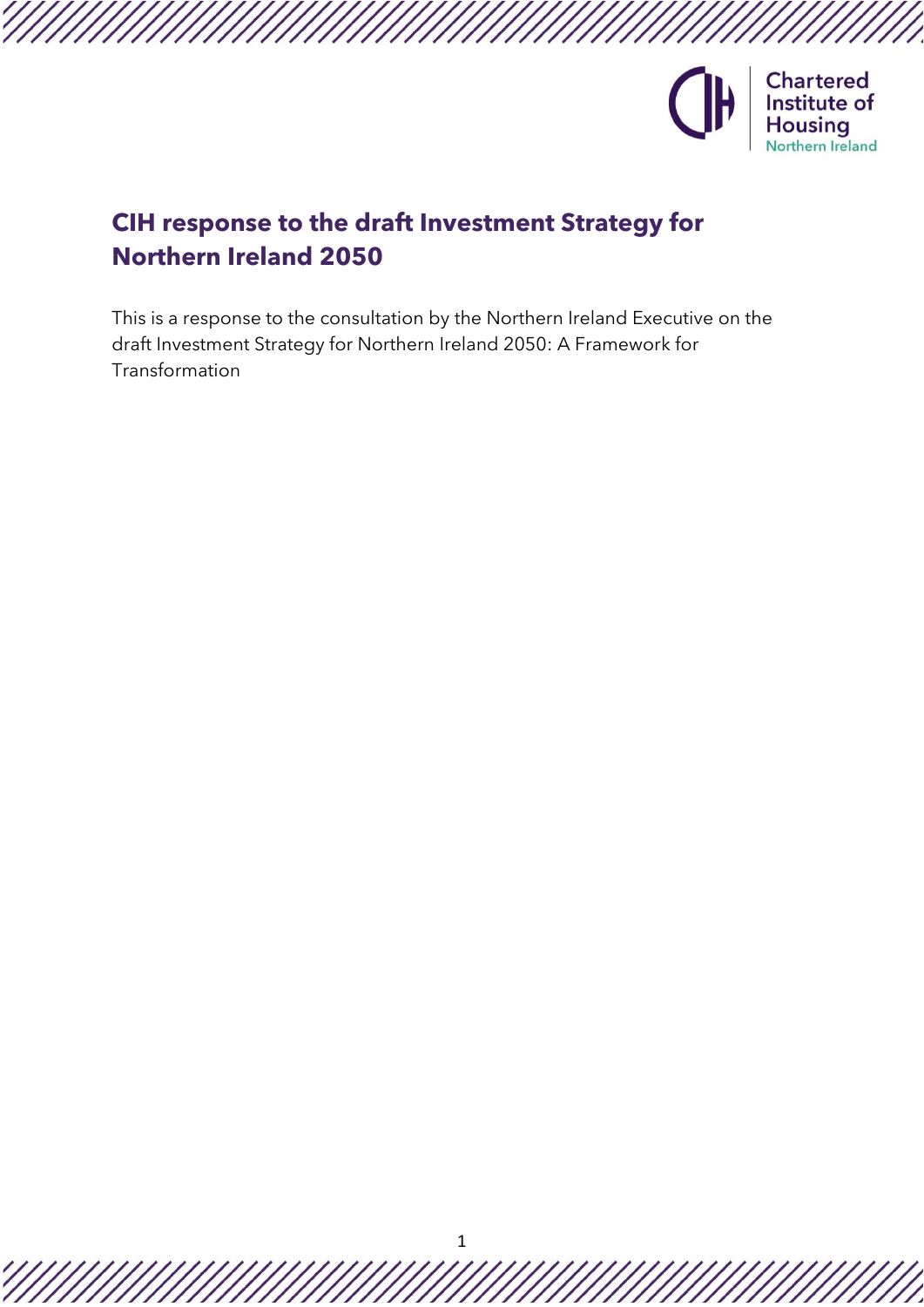# CIH response to the draft Investment Strategy for Northern Ireland 2050

This is a response to the consultation by the Northern Ireland Executive on the draft Investment Strategy for Northern Ireland 2050: A Framework for Transformation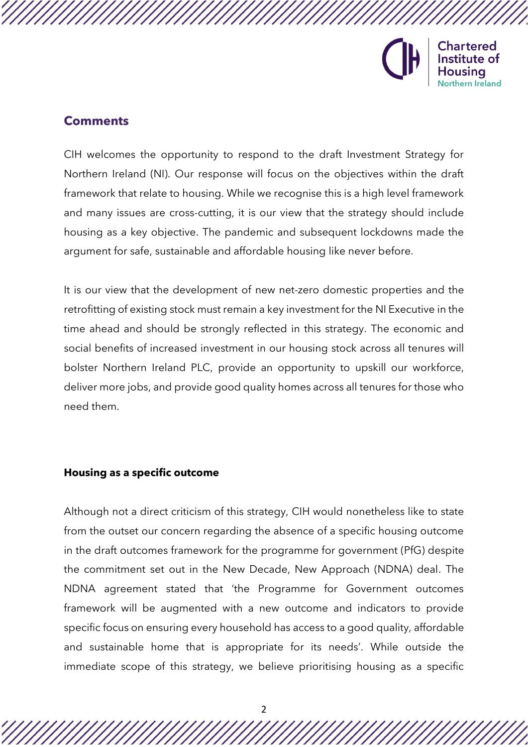## Comments

CIH welcomes the opportunity to respond to the draft Investment Strategy for Northern Ireland (NI). Our response will focus on the objectives within the draft framework that relate to housing. While we recognise this is a high level framework and many issues are cross-cutting, it is our view that the strategy should include housing as a key objective. The pandemic and subsequent lockdowns made the argument for safe, sustainable and affordable housing like never before.

It is our view that the development of new net-zero domestic properties and the retrofitting of existing stock must remain a key investment for the NI Executive in the time ahead and should be strongly reflected in this strategy. The economic and social benefits of increased investment in our housing stock across all tenures will bolster Northern Ireland PLC, provide an opportunity to upskill our workforce, deliver more jobs, and provide good quality homes across all tenures for those who need them.

### Housing as a specific outcome

Although not a direct criticism of this strategy, CIH would nonetheless like to state from the outset our concern regarding the absence of a specific housing outcome in the draft outcomes framework for the programme for government (PfG) despite the commitment set out in the New Decade, New Approach (NDNA) deal. The NDNA agreement stated that 'the Programme for Government outcomes framework will be augmented with a new outcome and indicators to provide specific focus on ensuring every household has access to a good quality, affordable and sustainable home that is appropriate for its needs'. While outside the immediate scope of this strategy, we believe prioritising housing as a specific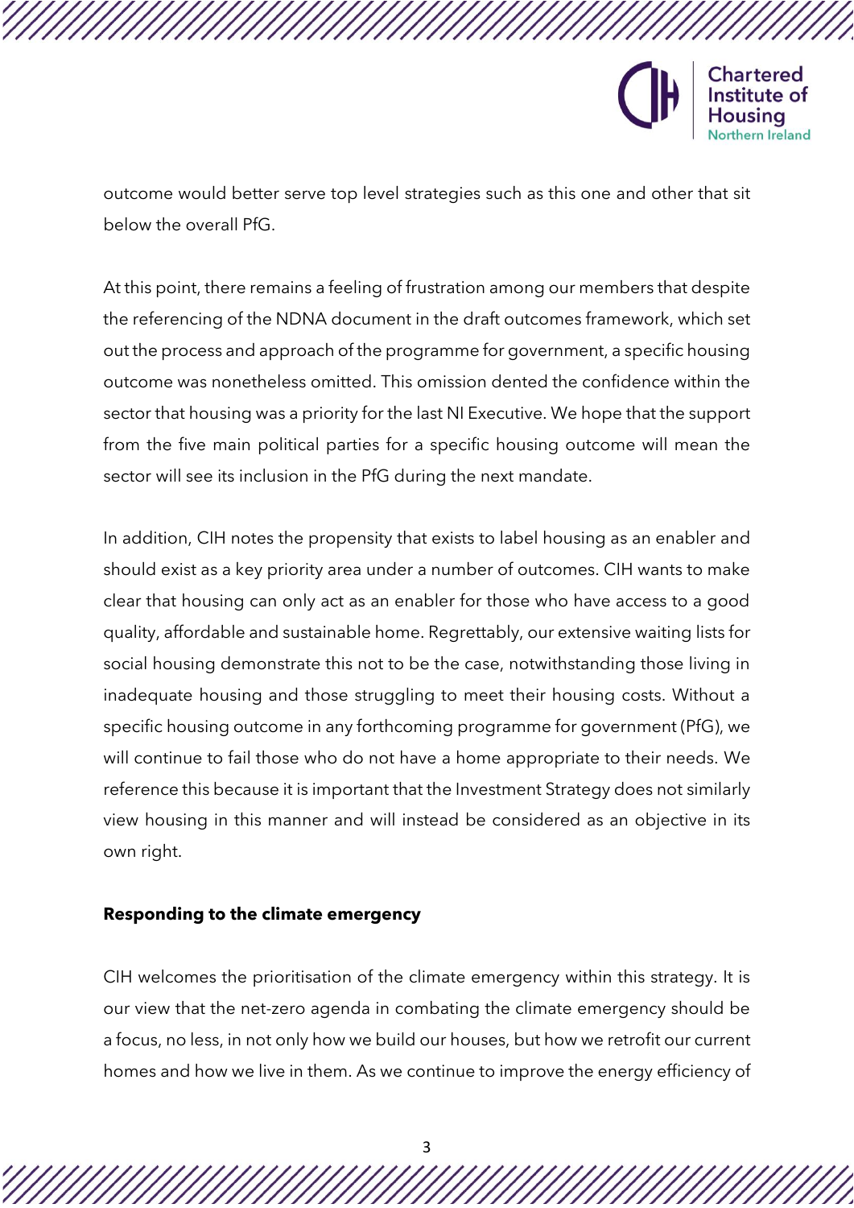outcome would better serve top level strategies such as this one and other that sit below the overall PfG.

At this point, there remains a feeling of frustration among our members that despite the referencing of the NDNA document in the draft outcomes framework, which set out the process and approach of the programme for government, a specific housing outcome was nonetheless omitted. This omission dented the confidence within the sector that housing was a priority for the last NI Executive. We hope that the support from the five main political parties for a specific housing outcome will mean the sector will see its inclusion in the PfG during the next mandate.

In addition, CIH notes the propensity that exists to label housing as an enabler and should exist as a key priority area under a number of outcomes. CIH wants to make clear that housing can only act as an enabler for those who have access to a good quality, affordable and sustainable home. Regrettably, our extensive waiting lists for social housing demonstrate this not to be the case, notwithstanding those living in inadequate housing and those struggling to meet their housing costs. Without a specific housing outcome in any forthcoming programme for government (PfG), we will continue to fail those who do not have a home appropriate to their needs. We reference this because it is important that the Investment Strategy does not similarly view housing in this manner and will instead be considered as an objective in its own right.

**Responding to the climate emergency**

CIH welcomes the prioritisation of the climate emergency within this strategy. It is our view that the net-zero agenda in combating the climate emergency should be a focus, no less, in not only how we build our houses, but how we retrofit our current homes and how we live in them. As we continue to improve the energy efficiency of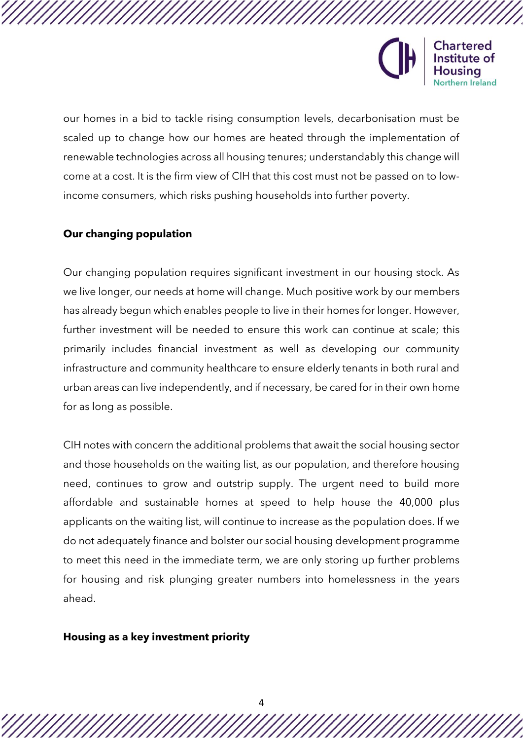our homes in a bid to tackle rising consumption levels, decarbonisation must be scaled up to change how our homes are heated through the implementation of renewable technologies across all housing tenures; understandably this change will come at a cost. It is the firm view of CIH that this cost must not be passed on to low-income consumers, which risks pushing households into further poverty.

**Our changing population**

Our changing population requires significant investment in our housing stock. As we live longer, our needs at home will change. Much positive work by our members has already begun which enables people to live in their homes for longer. However, further investment will be needed to ensure this work can continue at scale; this primarily includes financial investment as well as developing our community infrastructure and community healthcare to ensure elderly tenants in both rural and urban areas can live independently, and if necessary, be cared for in their own home for as long as possible.

CIH notes with concern the additional problems that await the social housing sector and those households on the waiting list, as our population, and therefore housing need, continues to grow and outstrip supply. The urgent need to build more affordable and sustainable homes at speed to help house the 40,000 plus applicants on the waiting list, will continue to increase as the population does. If we do not adequately finance and bolster our social housing development programme to meet this need in the immediate term, we are only storing up further problems for housing and risk plunging greater numbers into homelessness in the years ahead.

**Housing as a key investment priority**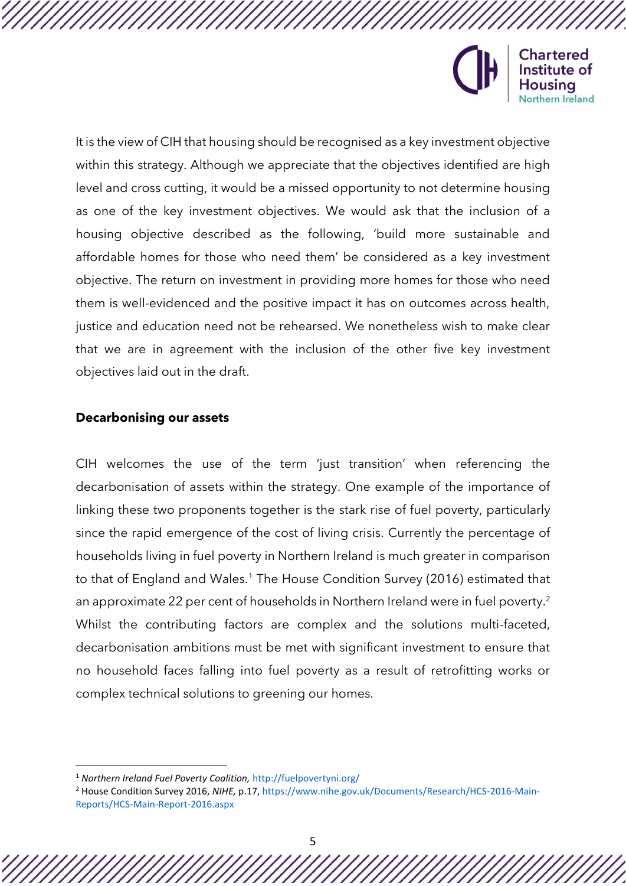It is the view of CIH that housing should be recognised as a key investment objective within this strategy. Although we appreciate that the objectives identified are high level and cross cutting, it would be a missed opportunity to not determine housing as one of the key investment objectives. We would ask that the inclusion of a housing objective described as the following, 'build more sustainable and affordable homes for those who need them' be considered as a key investment objective. The return on investment in providing more homes for those who need them is well-evidenced and the positive impact it has on outcomes across health, justice and education need not be rehearsed. We nonetheless wish to make clear that we are in agreement with the inclusion of the other five key investment objectives laid out in the draft.

**Decarbonising our assets**

CIH welcomes the use of the term 'just transition' when referencing the decarbonisation of assets within the strategy. One example of the importance of linking these two proponents together is the stark rise of fuel poverty, particularly since the rapid emergence of the cost of living crisis. Currently the percentage of households living in fuel poverty in Northern Ireland is much greater in comparison to that of England and Wales.[1] The House Condition Survey (2016) estimated that an approximate 22 per cent of households in Northern Ireland were in fuel poverty.[2] Whilst the contributing factors are complex and the solutions multi-faceted, decarbonisation ambitions must be met with significant investment to ensure that no household faces falling into fuel poverty as a result of retrofitting works or complex technical solutions to greening our homes.

---

[1] *Northern Ireland Fuel Poverty Coalition,* http://fuelpovertyni.org/

[2] House Condition Survey 2016, *NIHE,* p.17, https://www.nihe.gov.uk/Documents/Research/HCS-2016-Main-Reports/HCS-Main-Report-2016.aspx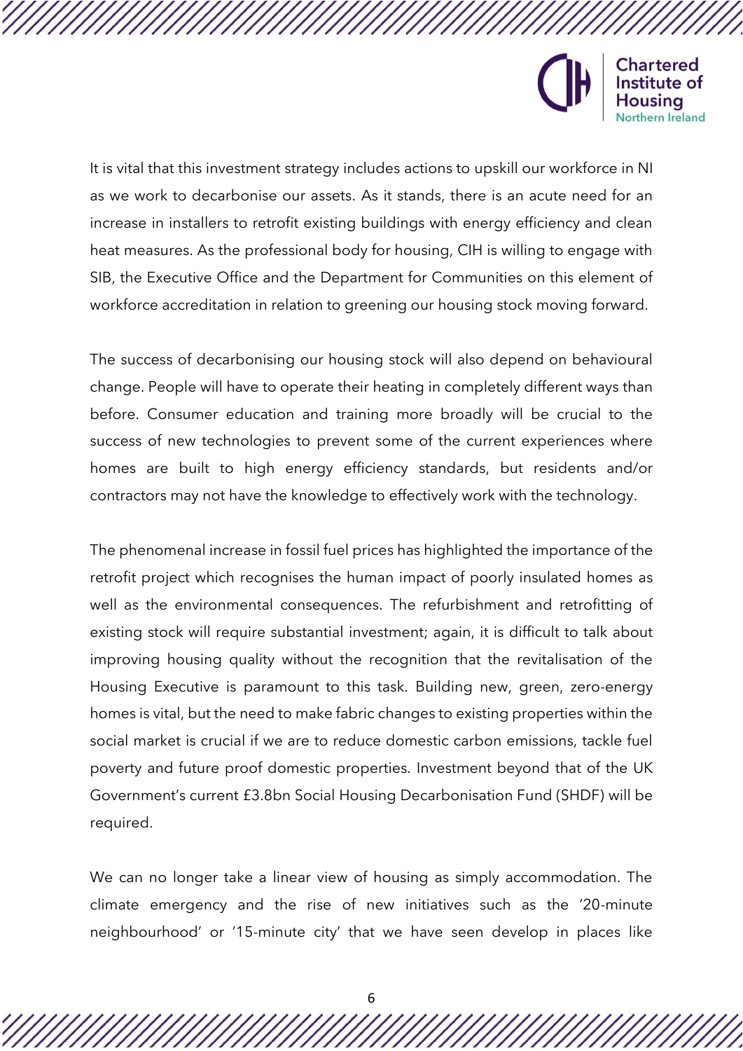It is vital that this investment strategy includes actions to upskill our workforce in NI as we work to decarbonise our assets. As it stands, there is an acute need for an increase in installers to retrofit existing buildings with energy efficiency and clean heat measures. As the professional body for housing, CIH is willing to engage with SIB, the Executive Office and the Department for Communities on this element of workforce accreditation in relation to greening our housing stock moving forward.

The success of decarbonising our housing stock will also depend on behavioural change. People will have to operate their heating in completely different ways than before. Consumer education and training more broadly will be crucial to the success of new technologies to prevent some of the current experiences where homes are built to high energy efficiency standards, but residents and/or contractors may not have the knowledge to effectively work with the technology.

The phenomenal increase in fossil fuel prices has highlighted the importance of the retrofit project which recognises the human impact of poorly insulated homes as well as the environmental consequences. The refurbishment and retrofitting of existing stock will require substantial investment; again, it is difficult to talk about improving housing quality without the recognition that the revitalisation of the Housing Executive is paramount to this task. Building new, green, zero-energy homes is vital, but the need to make fabric changes to existing properties within the social market is crucial if we are to reduce domestic carbon emissions, tackle fuel poverty and future proof domestic properties. Investment beyond that of the UK Government's current £3.8bn Social Housing Decarbonisation Fund (SHDF) will be required.

We can no longer take a linear view of housing as simply accommodation. The climate emergency and the rise of new initiatives such as the '20-minute neighbourhood' or '15-minute city' that we have seen develop in places like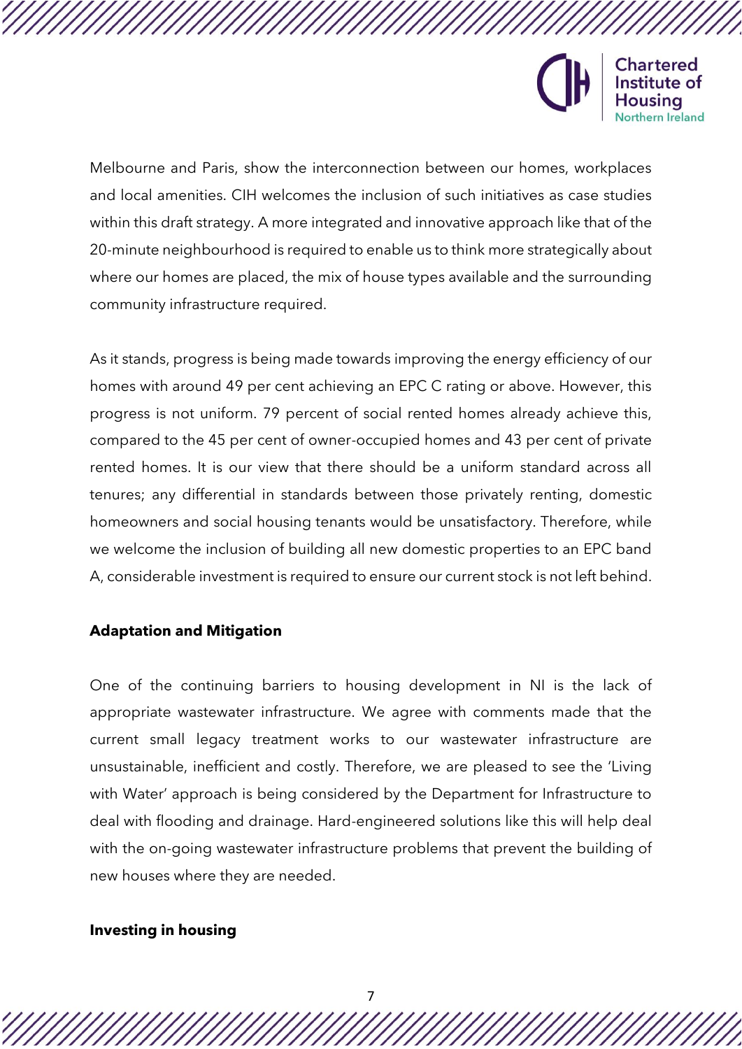Melbourne and Paris, show the interconnection between our homes, workplaces and local amenities. CIH welcomes the inclusion of such initiatives as case studies within this draft strategy. A more integrated and innovative approach like that of the 20-minute neighbourhood is required to enable us to think more strategically about where our homes are placed, the mix of house types available and the surrounding community infrastructure required.

As it stands, progress is being made towards improving the energy efficiency of our homes with around 49 per cent achieving an EPC C rating or above. However, this progress is not uniform. 79 percent of social rented homes already achieve this, compared to the 45 per cent of owner-occupied homes and 43 per cent of private rented homes. It is our view that there should be a uniform standard across all tenures; any differential in standards between those privately renting, domestic homeowners and social housing tenants would be unsatisfactory. Therefore, while we welcome the inclusion of building all new domestic properties to an EPC band A, considerable investment is required to ensure our current stock is not left behind.

**Adaptation and Mitigation**

One of the continuing barriers to housing development in NI is the lack of appropriate wastewater infrastructure. We agree with comments made that the current small legacy treatment works to our wastewater infrastructure are unsustainable, inefficient and costly. Therefore, we are pleased to see the 'Living with Water' approach is being considered by the Department for Infrastructure to deal with flooding and drainage. Hard-engineered solutions like this will help deal with the on-going wastewater infrastructure problems that prevent the building of new houses where they are needed.

**Investing in housing**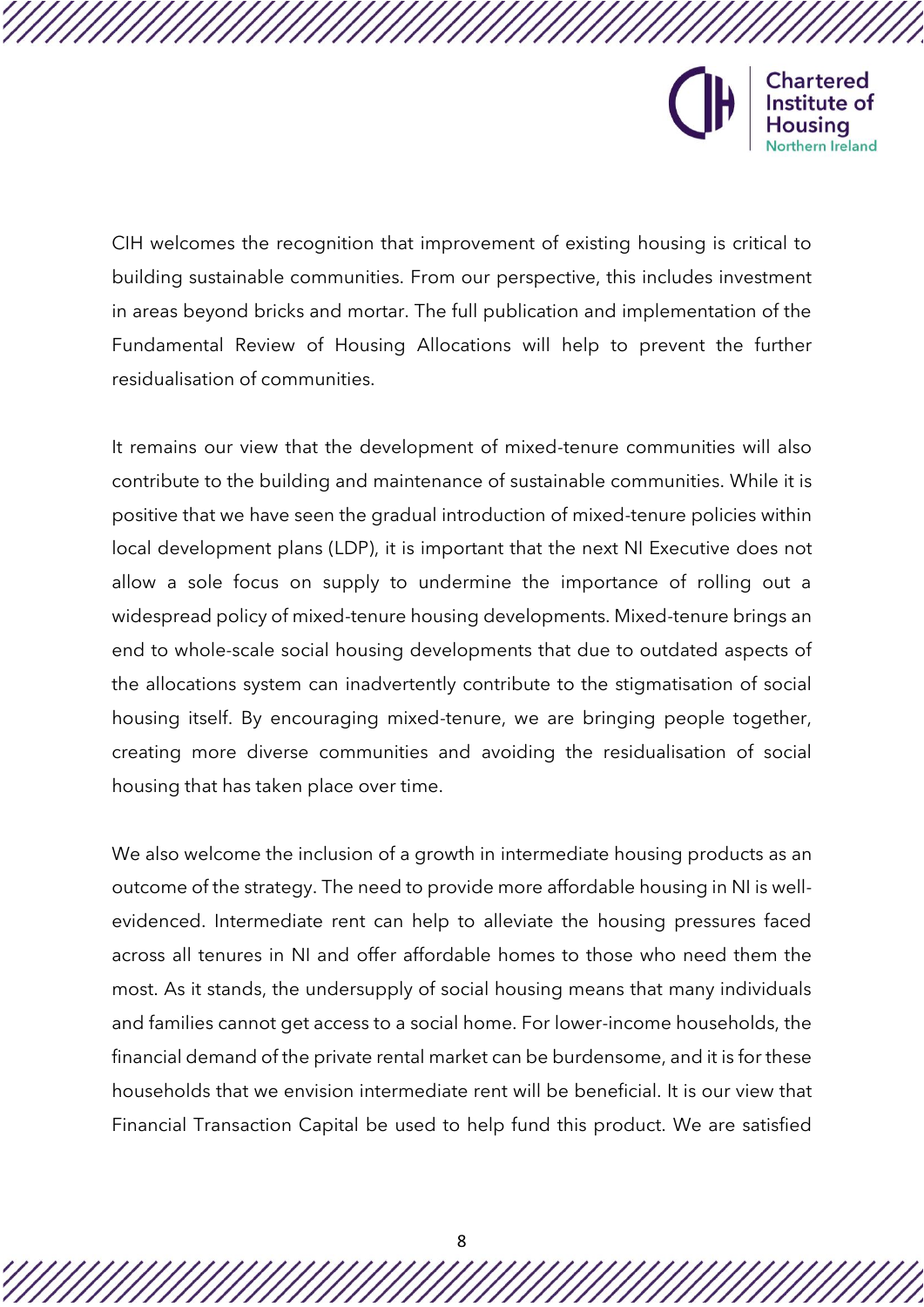CIH welcomes the recognition that improvement of existing housing is critical to building sustainable communities. From our perspective, this includes investment in areas beyond bricks and mortar. The full publication and implementation of the Fundamental Review of Housing Allocations will help to prevent the further residualisation of communities.

It remains our view that the development of mixed-tenure communities will also contribute to the building and maintenance of sustainable communities. While it is positive that we have seen the gradual introduction of mixed-tenure policies within local development plans (LDP), it is important that the next NI Executive does not allow a sole focus on supply to undermine the importance of rolling out a widespread policy of mixed-tenure housing developments. Mixed-tenure brings an end to whole-scale social housing developments that due to outdated aspects of the allocations system can inadvertently contribute to the stigmatisation of social housing itself. By encouraging mixed-tenure, we are bringing people together, creating more diverse communities and avoiding the residualisation of social housing that has taken place over time.

We also welcome the inclusion of a growth in intermediate housing products as an outcome of the strategy. The need to provide more affordable housing in NI is well-evidenced. Intermediate rent can help to alleviate the housing pressures faced across all tenures in NI and offer affordable homes to those who need them the most. As it stands, the undersupply of social housing means that many individuals and families cannot get access to a social home. For lower-income households, the financial demand of the private rental market can be burdensome, and it is for these households that we envision intermediate rent will be beneficial. It is our view that Financial Transaction Capital be used to help fund this product. We are satisfied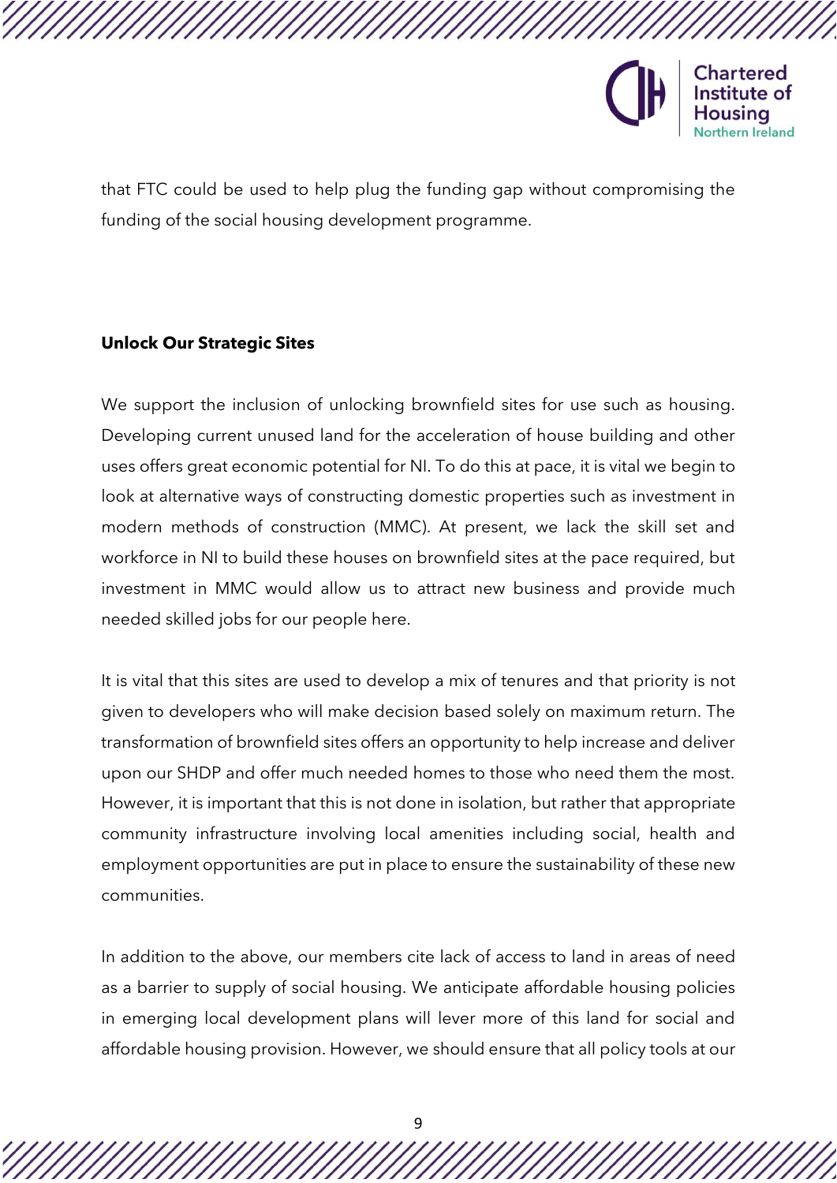that FTC could be used to help plug the funding gap without compromising the funding of the social housing development programme.

**Unlock Our Strategic Sites**

We support the inclusion of unlocking brownfield sites for use such as housing. Developing current unused land for the acceleration of house building and other uses offers great economic potential for NI. To do this at pace, it is vital we begin to look at alternative ways of constructing domestic properties such as investment in modern methods of construction (MMC). At present, we lack the skill set and workforce in NI to build these houses on brownfield sites at the pace required, but investment in MMC would allow us to attract new business and provide much needed skilled jobs for our people here.

It is vital that this sites are used to develop a mix of tenures and that priority is not given to developers who will make decision based solely on maximum return. The transformation of brownfield sites offers an opportunity to help increase and deliver upon our SHDP and offer much needed homes to those who need them the most. However, it is important that this is not done in isolation, but rather that appropriate community infrastructure involving local amenities including social, health and employment opportunities are put in place to ensure the sustainability of these new communities.

In addition to the above, our members cite lack of access to land in areas of need as a barrier to supply of social housing. We anticipate affordable housing policies in emerging local development plans will lever more of this land for social and affordable housing provision. However, we should ensure that all policy tools at our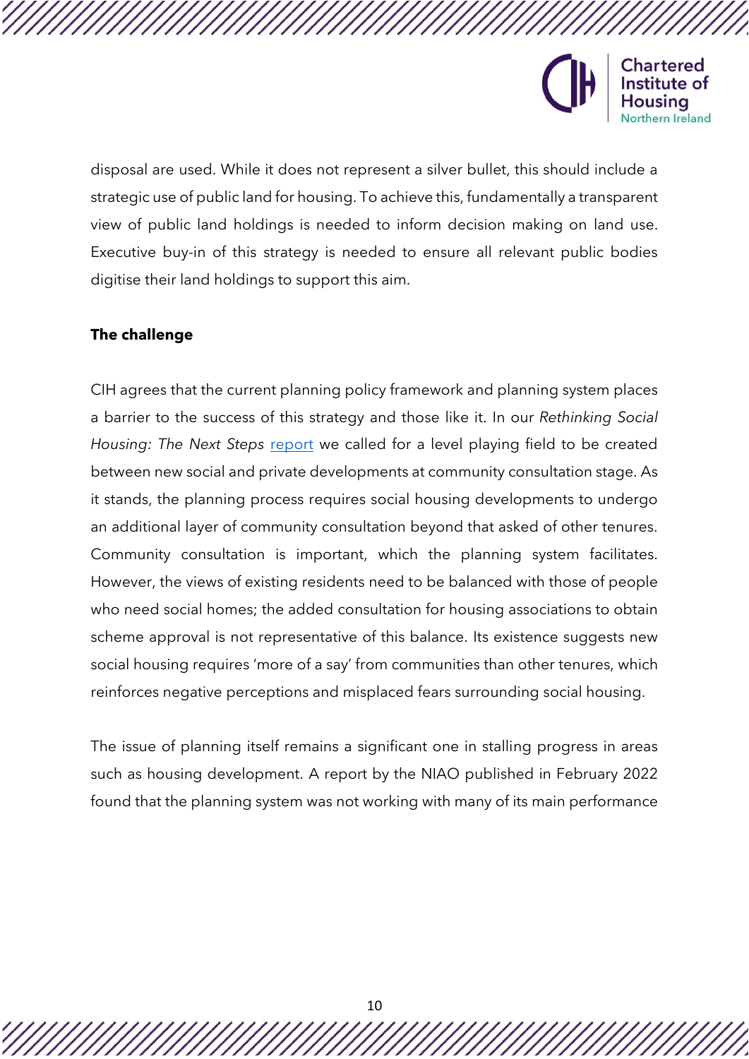disposal are used. While it does not represent a silver bullet, this should include a strategic use of public land for housing. To achieve this, fundamentally a transparent view of public land holdings is needed to inform decision making on land use. Executive buy-in of this strategy is needed to ensure all relevant public bodies digitise their land holdings to support this aim.

**The challenge**

CIH agrees that the current planning policy framework and planning system places a barrier to the success of this strategy and those like it. In our *Rethinking Social Housing: The Next Steps* report we called for a level playing field to be created between new social and private developments at community consultation stage. As it stands, the planning process requires social housing developments to undergo an additional layer of community consultation beyond that asked of other tenures. Community consultation is important, which the planning system facilitates. However, the views of existing residents need to be balanced with those of people who need social homes; the added consultation for housing associations to obtain scheme approval is not representative of this balance. Its existence suggests new social housing requires 'more of a say' from communities than other tenures, which reinforces negative perceptions and misplaced fears surrounding social housing.

The issue of planning itself remains a significant one in stalling progress in areas such as housing development. A report by the NIAO published in February 2022 found that the planning system was not working with many of its main performance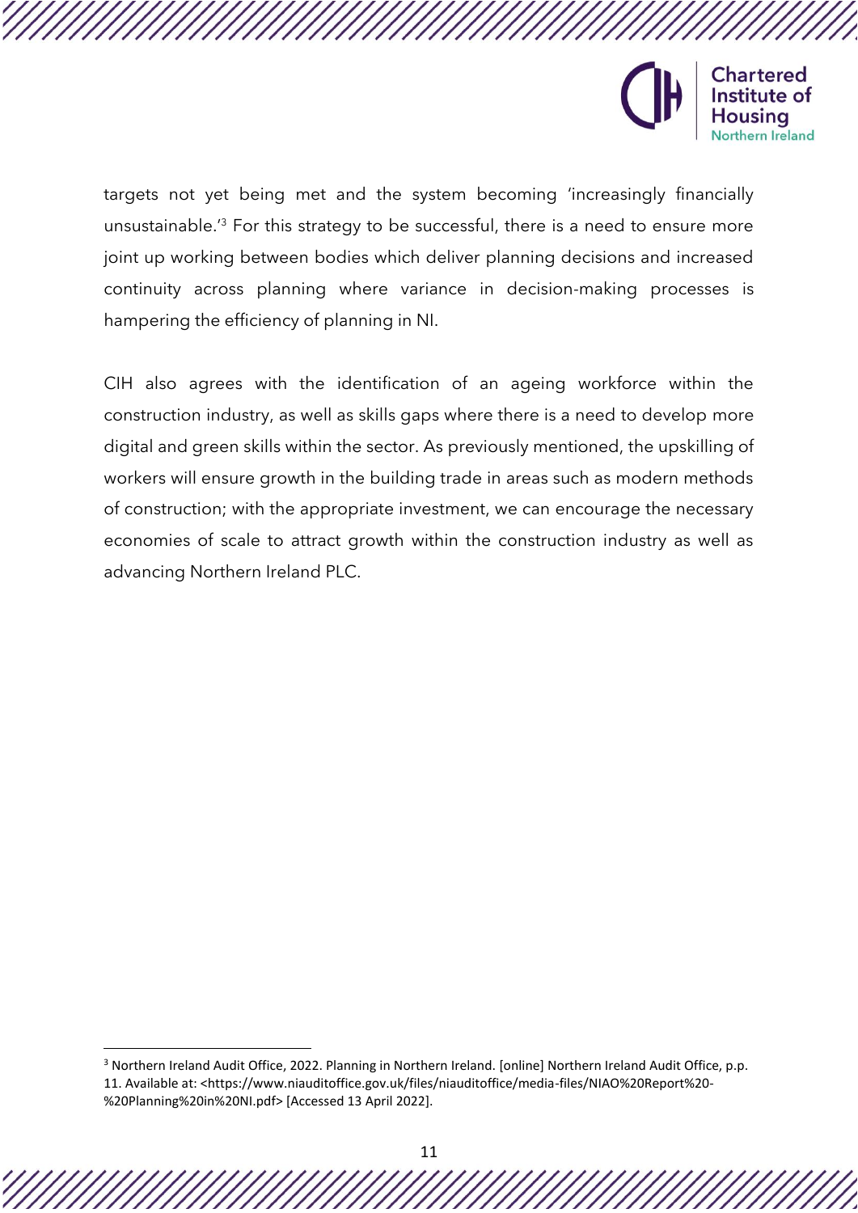targets not yet being met and the system becoming 'increasingly financially unsustainable.'[3] For this strategy to be successful, there is a need to ensure more joint up working between bodies which deliver planning decisions and increased continuity across planning where variance in decision-making processes is hampering the efficiency of planning in NI.

CIH also agrees with the identification of an ageing workforce within the construction industry, as well as skills gaps where there is a need to develop more digital and green skills within the sector. As previously mentioned, the upskilling of workers will ensure growth in the building trade in areas such as modern methods of construction; with the appropriate investment, we can encourage the necessary economies of scale to attract growth within the construction industry as well as advancing Northern Ireland PLC.

---

[3] Northern Ireland Audit Office, 2022. Planning in Northern Ireland. [online] Northern Ireland Audit Office, p.p. 11. Available at: <https://www.niauditoffice.gov.uk/files/niauditoffice/media-files/NIAO%20Report%20-%20Planning%20in%20NI.pdf> [Accessed 13 April 2022].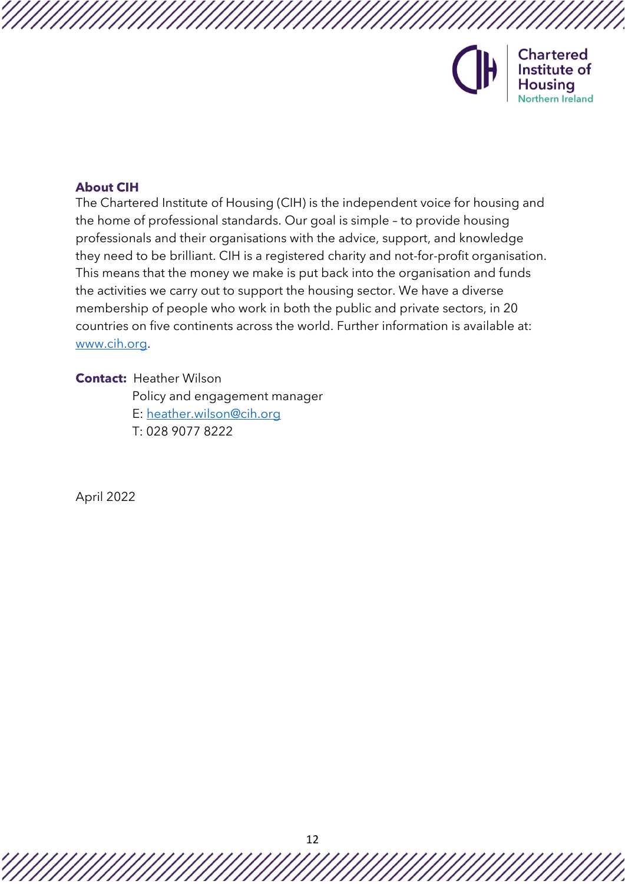**About CIH**

The Chartered Institute of Housing (CIH) is the independent voice for housing and the home of professional standards. Our goal is simple – to provide housing professionals and their organisations with the advice, support, and knowledge they need to be brilliant. CIH is a registered charity and not-for-profit organisation. This means that the money we make is put back into the organisation and funds the activities we carry out to support the housing sector. We have a diverse membership of people who work in both the public and private sectors, in 20 countries on five continents across the world. Further information is available at: [www.cih.org](http://www.cih.org).

**Contact:** Heather Wilson
Policy and engagement manager
E: [heather.wilson@cih.org](mailto:heather.wilson@cih.org)
T: 028 9077 8222

April 2022